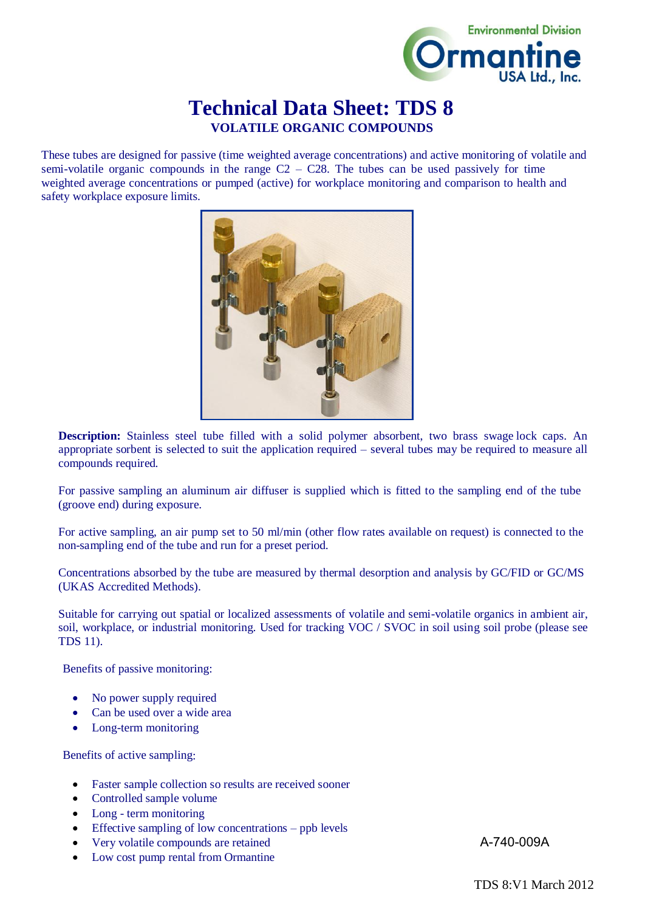Environmental Division
Ormantine USA Ltd., Inc.

# Technical Data Sheet: TDS 8

## VOLATILE ORGANIC COMPOUNDS

These tubes are designed for passive (time weighted average concentrations) and active monitoring of volatile and semi-volatile organic compounds in the range C2 – C28. The tubes can be used passively for time weighted average concentrations or pumped (active) for workplace monitoring and comparison to health and safety workplace exposure limits.

**Description:** Stainless steel tube filled with a solid polymer absorbent, two brass swage lock caps. An appropriate sorbent is selected to suit the application required – several tubes may be required to measure all compounds required.

For passive sampling an aluminum air diffuser is supplied which is fitted to the sampling end of the tube (groove end) during exposure.

For active sampling, an air pump set to 50 ml/min (other flow rates available on request) is connected to the non-sampling end of the tube and run for a preset period.

Concentrations absorbed by the tube are measured by thermal desorption and analysis by GC/FID or GC/MS (UKAS Accredited Methods).

Suitable for carrying out spatial or localized assessments of volatile and semi-volatile organics in ambient air, soil, workplace, or industrial monitoring. Used for tracking VOC / SVOC in soil using soil probe (please see TDS 11).

Benefits of passive monitoring:

- No power supply required
- Can be used over a wide area
- Long-term monitoring

Benefits of active sampling:

- Faster sample collection so results are received sooner
- Controlled sample volume
- Long - term monitoring
- Effective sampling of low concentrations – ppb levels
- Very volatile compounds are retained
- Low cost pump rental from Ormantine

A-740-009A

TDS 8:V1 March 2012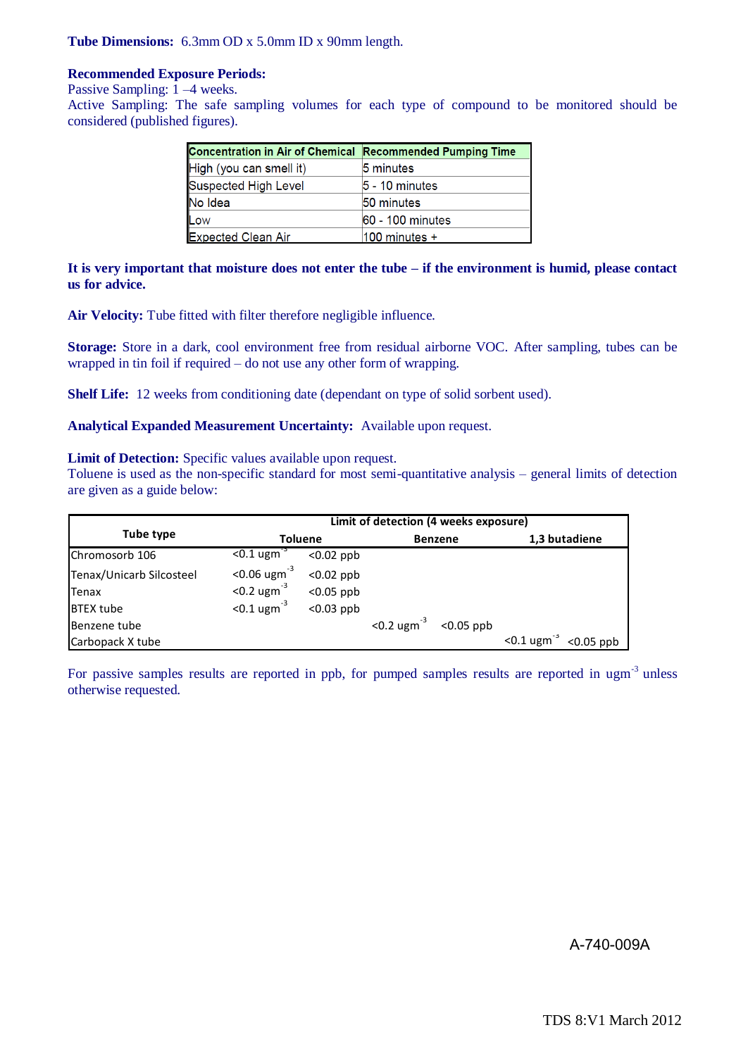**Tube Dimensions:** 6.3mm OD x 5.0mm ID x 90mm length.

**Recommended Exposure Periods:**
Passive Sampling: 1 –4 weeks.
Active Sampling: The safe sampling volumes for each type of compound to be monitored should be considered (published figures).

| Concentration in Air of Chemical | Recommended Pumping Time |
|---|---|
| High (you can smell it) | 5 minutes |
| Suspected High Level | 5 - 10 minutes |
| No Idea | 50 minutes |
| Low | 60 - 100 minutes |
| Expected Clean Air | 100 minutes + |

**It is very important that moisture does not enter the tube – if the environment is humid, please contact us for advice.**

**Air Velocity:** Tube fitted with filter therefore negligible influence.

**Storage:** Store in a dark, cool environment free from residual airborne VOC. After sampling, tubes can be wrapped in tin foil if required – do not use any other form of wrapping.

**Shelf Life:** 12 weeks from conditioning date (dependant on type of solid sorbent used).

**Analytical Expanded Measurement Uncertainty:** Available upon request.

**Limit of Detection:** Specific values available upon request.
Toluene is used as the non-specific standard for most semi-quantitative analysis – general limits of detection are given as a guide below:

| Tube type | Limit of detection (4 weeks exposure) | | | | | |
|---|---|---|---|---|---|---|
| | Toluene | | Benzene | | 1,3 butadiene | |
| Chromosorb 106 | <0.1 $ugm^{-3}$ | <0.02 ppb | | | | |
| Tenax/Unicarb Silcosteel | <0.06 $ugm^{-3}$ | <0.02 ppb | | | | |
| Tenax | <0.2 $ugm^{-3}$ | <0.05 ppb | | | | |
| BTEX tube | <0.1 $ugm^{-3}$ | <0.03 ppb | | | | |
| Benzene tube | | | <0.2 $ugm^{-3}$ | <0.05 ppb | | |
| Carbopack X tube | | | | | <0.1 $ugm^{-3}$ | <0.05 ppb |

For passive samples results are reported in ppb, for pumped samples results are reported in $ugm^{-3}$ unless otherwise requested.

A-740-009A

TDS 8:V1 March 2012